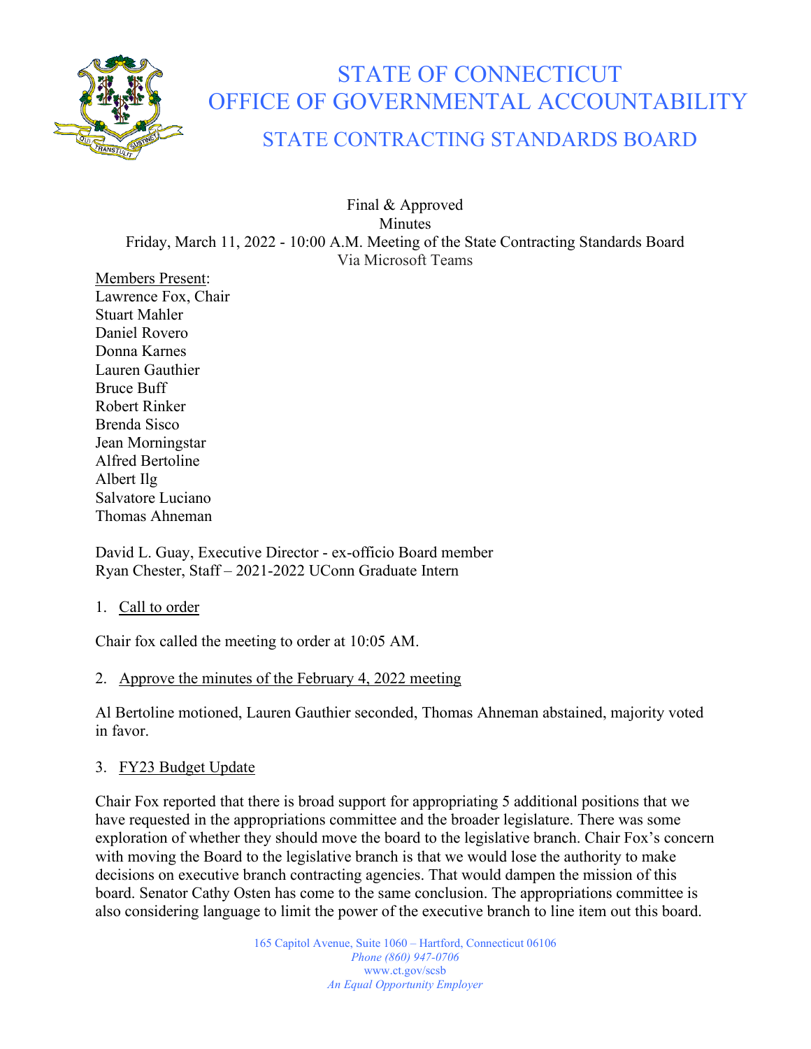# STATE OF CONNECTICUT
# OFFICE OF GOVERNMENTAL ACCOUNTABILITY
## STATE CONTRACTING STANDARDS BOARD

Final & Approved
Minutes
Friday, March 11, 2022 - 10:00 A.M. Meeting of the State Contracting Standards Board
Via Microsoft Teams

Members Present:
Lawrence Fox, Chair
Stuart Mahler
Daniel Rovero
Donna Karnes
Lauren Gauthier
Bruce Buff
Robert Rinker
Brenda Sisco
Jean Morningstar
Alfred Bertoline
Albert Ilg
Salvatore Luciano
Thomas Ahneman

David L. Guay, Executive Director - ex-officio Board member
Ryan Chester, Staff – 2021-2022 UConn Graduate Intern

1. Call to order

Chair fox called the meeting to order at 10:05 AM.

2. Approve the minutes of the February 4, 2022 meeting

Al Bertoline motioned, Lauren Gauthier seconded, Thomas Ahneman abstained, majority voted in favor.

3. FY23 Budget Update

Chair Fox reported that there is broad support for appropriating 5 additional positions that we have requested in the appropriations committee and the broader legislature. There was some exploration of whether they should move the board to the legislative branch. Chair Fox's concern with moving the Board to the legislative branch is that we would lose the authority to make decisions on executive branch contracting agencies. That would dampen the mission of this board. Senator Cathy Osten has come to the same conclusion. The appropriations committee is also considering language to limit the power of the executive branch to line item out this board.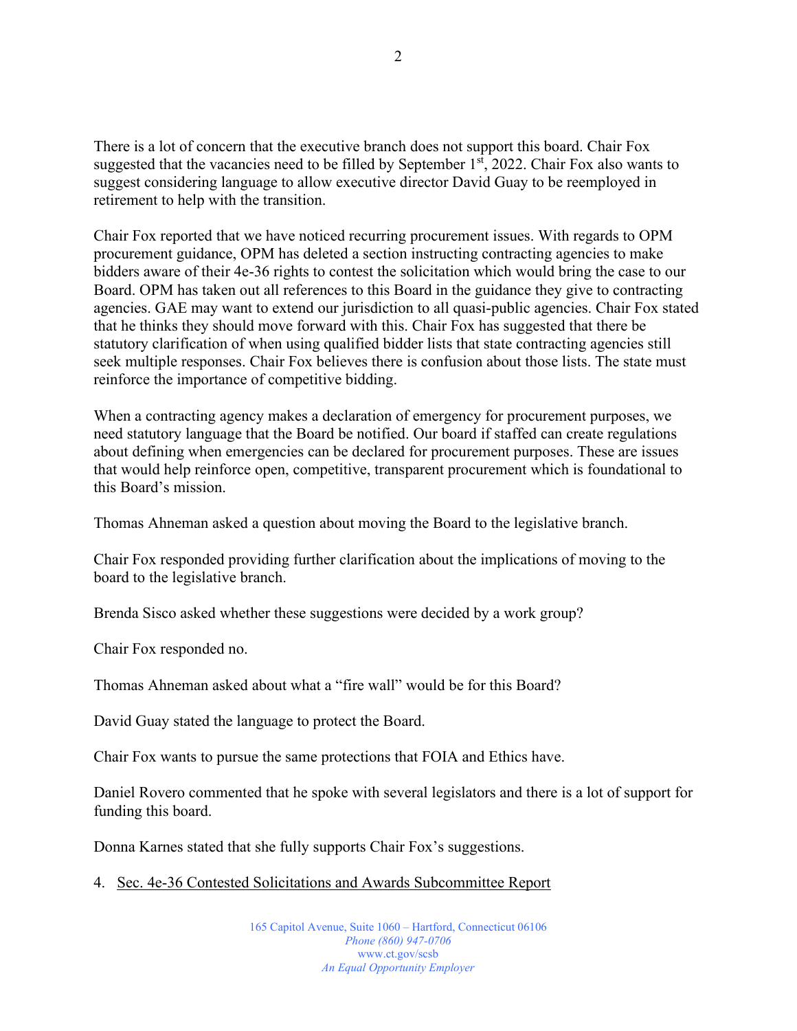There is a lot of concern that the executive branch does not support this board. Chair Fox suggested that the vacancies need to be filled by September 1st, 2022. Chair Fox also wants to suggest considering language to allow executive director David Guay to be reemployed in retirement to help with the transition.

Chair Fox reported that we have noticed recurring procurement issues. With regards to OPM procurement guidance, OPM has deleted a section instructing contracting agencies to make bidders aware of their 4e-36 rights to contest the solicitation which would bring the case to our Board. OPM has taken out all references to this Board in the guidance they give to contracting agencies. GAE may want to extend our jurisdiction to all quasi-public agencies. Chair Fox stated that he thinks they should move forward with this. Chair Fox has suggested that there be statutory clarification of when using qualified bidder lists that state contracting agencies still seek multiple responses. Chair Fox believes there is confusion about those lists. The state must reinforce the importance of competitive bidding.

When a contracting agency makes a declaration of emergency for procurement purposes, we need statutory language that the Board be notified. Our board if staffed can create regulations about defining when emergencies can be declared for procurement purposes. These are issues that would help reinforce open, competitive, transparent procurement which is foundational to this Board's mission.

Thomas Ahneman asked a question about moving the Board to the legislative branch.

Chair Fox responded providing further clarification about the implications of moving to the board to the legislative branch.

Brenda Sisco asked whether these suggestions were decided by a work group?

Chair Fox responded no.

Thomas Ahneman asked about what a "fire wall" would be for this Board?

David Guay stated the language to protect the Board.

Chair Fox wants to pursue the same protections that FOIA and Ethics have.

Daniel Rovero commented that he spoke with several legislators and there is a lot of support for funding this board.

Donna Karnes stated that she fully supports Chair Fox's suggestions.

4. Sec. 4e-36 Contested Solicitations and Awards Subcommittee Report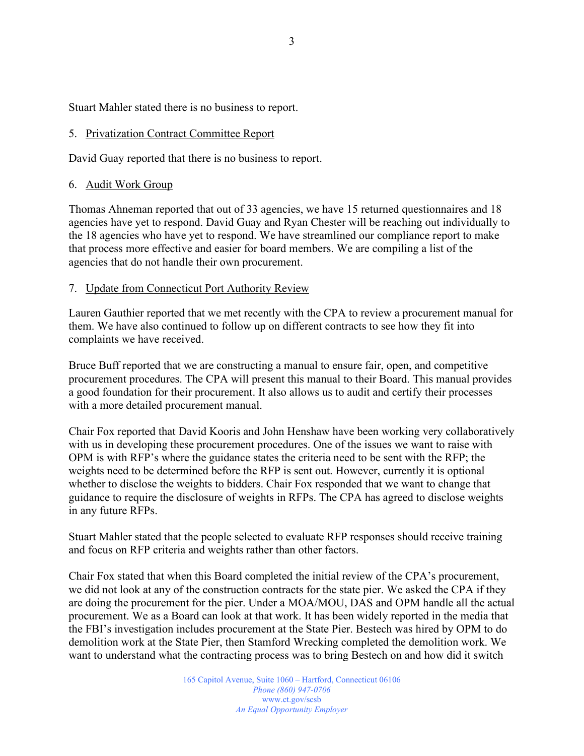Stuart Mahler stated there is no business to report.

5. <u>Privatization Contract Committee Report</u>

David Guay reported that there is no business to report.

6. <u>Audit Work Group</u>

Thomas Ahneman reported that out of 33 agencies, we have 15 returned questionnaires and 18 agencies have yet to respond. David Guay and Ryan Chester will be reaching out individually to the 18 agencies who have yet to respond. We have streamlined our compliance report to make that process more effective and easier for board members. We are compiling a list of the agencies that do not handle their own procurement.

7. <u>Update from Connecticut Port Authority Review</u>

Lauren Gauthier reported that we met recently with the CPA to review a procurement manual for them. We have also continued to follow up on different contracts to see how they fit into complaints we have received.

Bruce Buff reported that we are constructing a manual to ensure fair, open, and competitive procurement procedures. The CPA will present this manual to their Board. This manual provides a good foundation for their procurement. It also allows us to audit and certify their processes with a more detailed procurement manual.

Chair Fox reported that David Kooris and John Henshaw have been working very collaboratively with us in developing these procurement procedures. One of the issues we want to raise with OPM is with RFP's where the guidance states the criteria need to be sent with the RFP; the weights need to be determined before the RFP is sent out. However, currently it is optional whether to disclose the weights to bidders. Chair Fox responded that we want to change that guidance to require the disclosure of weights in RFPs. The CPA has agreed to disclose weights in any future RFPs.

Stuart Mahler stated that the people selected to evaluate RFP responses should receive training and focus on RFP criteria and weights rather than other factors.

Chair Fox stated that when this Board completed the initial review of the CPA's procurement, we did not look at any of the construction contracts for the state pier. We asked the CPA if they are doing the procurement for the pier. Under a MOA/MOU, DAS and OPM handle all the actual procurement. We as a Board can look at that work. It has been widely reported in the media that the FBI's investigation includes procurement at the State Pier. Bestech was hired by OPM to do demolition work at the State Pier, then Stamford Wrecking completed the demolition work. We want to understand what the contracting process was to bring Bestech on and how did it switch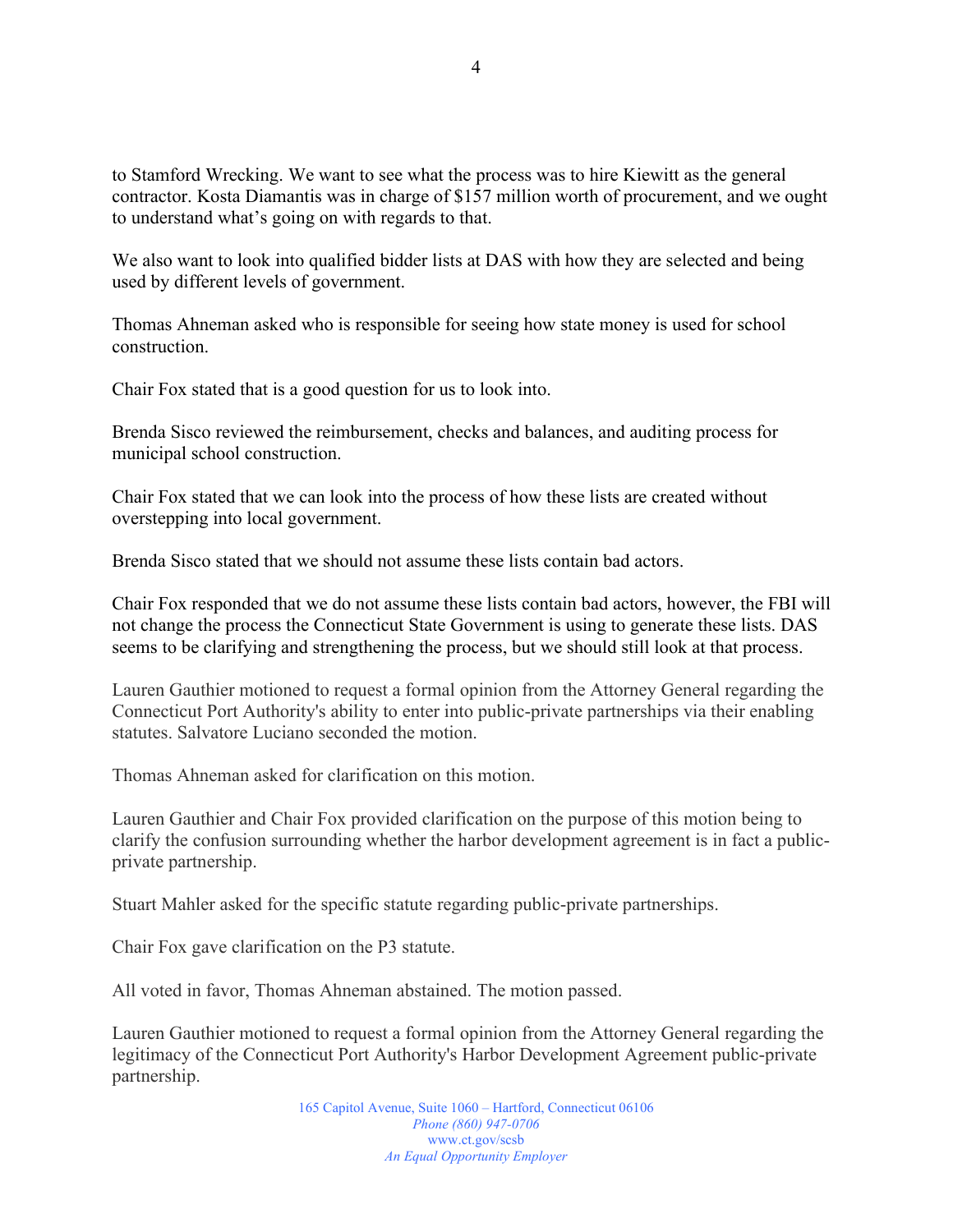to Stamford Wrecking. We want to see what the process was to hire Kiewitt as the general contractor. Kosta Diamantis was in charge of $157 million worth of procurement, and we ought to understand what's going on with regards to that.

We also want to look into qualified bidder lists at DAS with how they are selected and being used by different levels of government.

Thomas Ahneman asked who is responsible for seeing how state money is used for school construction.

Chair Fox stated that is a good question for us to look into.

Brenda Sisco reviewed the reimbursement, checks and balances, and auditing process for municipal school construction.

Chair Fox stated that we can look into the process of how these lists are created without overstepping into local government.

Brenda Sisco stated that we should not assume these lists contain bad actors.

Chair Fox responded that we do not assume these lists contain bad actors, however, the FBI will not change the process the Connecticut State Government is using to generate these lists. DAS seems to be clarifying and strengthening the process, but we should still look at that process.

Lauren Gauthier motioned to request a formal opinion from the Attorney General regarding the Connecticut Port Authority's ability to enter into public-private partnerships via their enabling statutes. Salvatore Luciano seconded the motion.

Thomas Ahneman asked for clarification on this motion.

Lauren Gauthier and Chair Fox provided clarification on the purpose of this motion being to clarify the confusion surrounding whether the harbor development agreement is in fact a public-private partnership.

Stuart Mahler asked for the specific statute regarding public-private partnerships.

Chair Fox gave clarification on the P3 statute.

All voted in favor, Thomas Ahneman abstained. The motion passed.

Lauren Gauthier motioned to request a formal opinion from the Attorney General regarding the legitimacy of the Connecticut Port Authority's Harbor Development Agreement public-private partnership.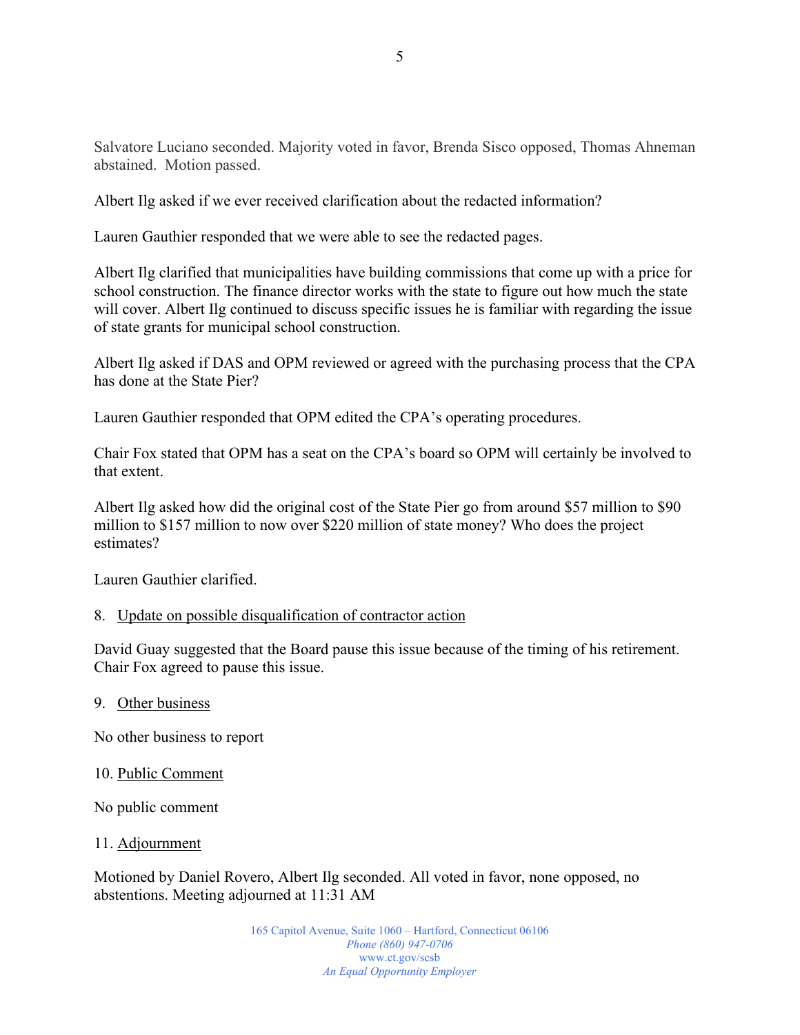Salvatore Luciano seconded. Majority voted in favor, Brenda Sisco opposed, Thomas Ahneman abstained. Motion passed.

Albert Ilg asked if we ever received clarification about the redacted information?

Lauren Gauthier responded that we were able to see the redacted pages.

Albert Ilg clarified that municipalities have building commissions that come up with a price for school construction. The finance director works with the state to figure out how much the state will cover. Albert Ilg continued to discuss specific issues he is familiar with regarding the issue of state grants for municipal school construction.

Albert Ilg asked if DAS and OPM reviewed or agreed with the purchasing process that the CPA has done at the State Pier?

Lauren Gauthier responded that OPM edited the CPA's operating procedures.

Chair Fox stated that OPM has a seat on the CPA's board so OPM will certainly be involved to that extent.

Albert Ilg asked how did the original cost of the State Pier go from around $57 million to $90 million to $157 million to now over $220 million of state money? Who does the project estimates?

Lauren Gauthier clarified.

8. <u>Update on possible disqualification of contractor action</u>

David Guay suggested that the Board pause this issue because of the timing of his retirement. Chair Fox agreed to pause this issue.

9. <u>Other business</u>

No other business to report

10. <u>Public Comment</u>

No public comment

11. <u>Adjournment</u>

Motioned by Daniel Rovero, Albert Ilg seconded. All voted in favor, none opposed, no abstentions. Meeting adjourned at 11:31 AM

165 Capitol Avenue, Suite 1060 – Hartford, Connecticut 06106
*Phone (860) 947-0706*
www.ct.gov/scsb
*An Equal Opportunity Employer*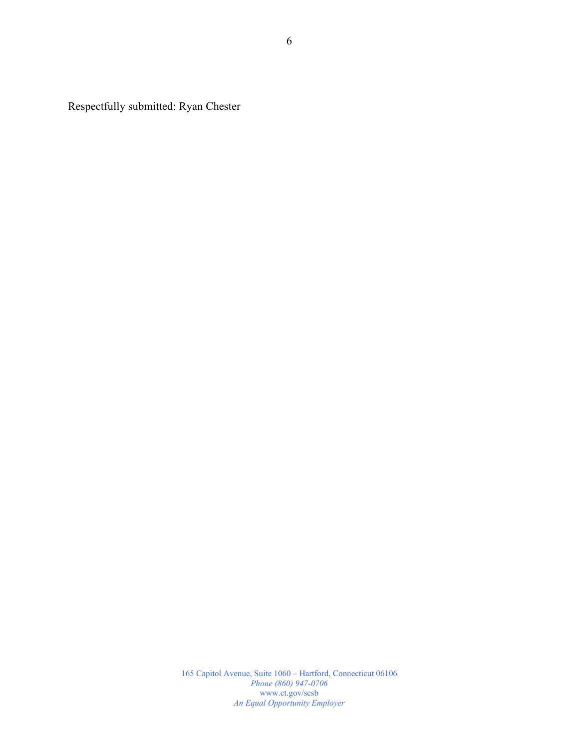Respectfully submitted: Ryan Chester